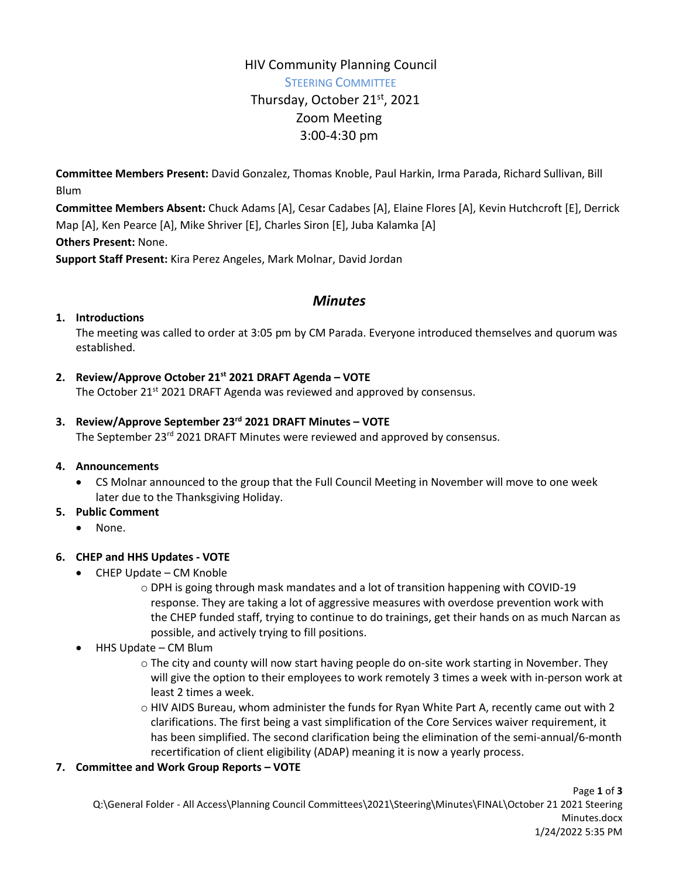# HIV Community Planning Council

## STEERING COMMITTEE

Thursday, October 21st, 2021
Zoom Meeting
3:00-4:30 pm

**Committee Members Present:** David Gonzalez, Thomas Knoble, Paul Harkin, Irma Parada, Richard Sullivan, Bill Blum

**Committee Members Absent:** Chuck Adams [A], Cesar Cadabes [A], Elaine Flores [A], Kevin Hutchcroft [E], Derrick Map [A], Ken Pearce [A], Mike Shriver [E], Charles Siron [E], Juba Kalamka [A]

**Others Present:** None.

**Support Staff Present:** Kira Perez Angeles, Mark Molnar, David Jordan

## *Minutes*

1. **Introductions**
   The meeting was called to order at 3:05 pm by CM Parada. Everyone introduced themselves and quorum was established.

2. **Review/Approve October 21st 2021 DRAFT Agenda – VOTE**
   The October 21st 2021 DRAFT Agenda was reviewed and approved by consensus.

3. **Review/Approve September 23rd 2021 DRAFT Minutes – VOTE**
   The September 23rd 2021 DRAFT Minutes were reviewed and approved by consensus.

4. **Announcements**
   - CS Molnar announced to the group that the Full Council Meeting in November will move to one week later due to the Thanksgiving Holiday.

5. **Public Comment**
   - None.

6. **CHEP and HHS Updates - VOTE**
   - CHEP Update – CM Knoble
     - DPH is going through mask mandates and a lot of transition happening with COVID-19 response. They are taking a lot of aggressive measures with overdose prevention work with the CHEP funded staff, trying to continue to do trainings, get their hands on as much Narcan as possible, and actively trying to fill positions.
   - HHS Update – CM Blum
     - The city and county will now start having people do on-site work starting in November. They will give the option to their employees to work remotely 3 times a week with in-person work at least 2 times a week.
     - HIV AIDS Bureau, whom administer the funds for Ryan White Part A, recently came out with 2 clarifications. The first being a vast simplification of the Core Services waiver requirement, it has been simplified. The second clarification being the elimination of the semi-annual/6-month recertification of client eligibility (ADAP) meaning it is now a yearly process.

7. **Committee and Work Group Reports – VOTE**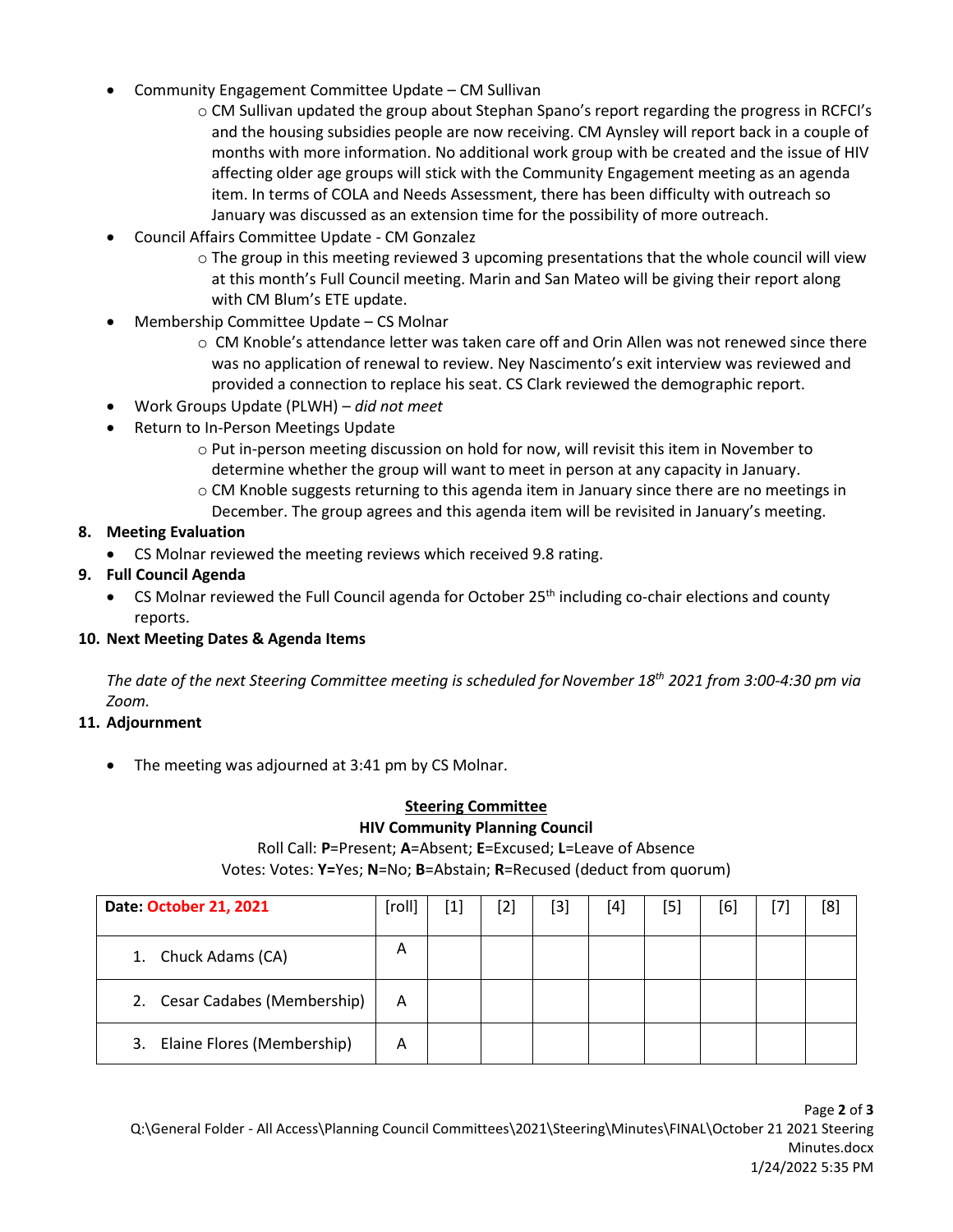- Community Engagement Committee Update – CM Sullivan
  - CM Sullivan updated the group about Stephan Spano's report regarding the progress in RCFCI's and the housing subsidies people are now receiving. CM Aynsley will report back in a couple of months with more information. No additional work group with be created and the issue of HIV affecting older age groups will stick with the Community Engagement meeting as an agenda item. In terms of COLA and Needs Assessment, there has been difficulty with outreach so January was discussed as an extension time for the possibility of more outreach.
- Council Affairs Committee Update - CM Gonzalez
  - The group in this meeting reviewed 3 upcoming presentations that the whole council will view at this month's Full Council meeting. Marin and San Mateo will be giving their report along with CM Blum's ETE update.
- Membership Committee Update – CS Molnar
  - CM Knoble's attendance letter was taken care off and Orin Allen was not renewed since there was no application of renewal to review. Ney Nascimento's exit interview was reviewed and provided a connection to replace his seat. CS Clark reviewed the demographic report.
- Work Groups Update (PLWH) – *did not meet*
- Return to In-Person Meetings Update
  - Put in-person meeting discussion on hold for now, will revisit this item in November to determine whether the group will want to meet in person at any capacity in January.
  - CM Knoble suggests returning to this agenda item in January since there are no meetings in December. The group agrees and this agenda item will be revisited in January's meeting.

**8. Meeting Evaluation**

- CS Molnar reviewed the meeting reviews which received 9.8 rating.

**9. Full Council Agenda**

- CS Molnar reviewed the Full Council agenda for October 25th including co-chair elections and county reports.

**10. Next Meeting Dates & Agenda Items**

*The date of the next Steering Committee meeting is scheduled for November 18th 2021 from 3:00-4:30 pm via Zoom.*

**11. Adjournment**

- The meeting was adjourned at 3:41 pm by CS Molnar.

**Steering Committee**

**HIV Community Planning Council**

Roll Call: **P**=Present; **A**=Absent; **E**=Excused; **L**=Leave of Absence

Votes: Votes: **Y**=Yes; **N**=No; **B**=Abstain; **R**=Recused (deduct from quorum)

| **Date: October 21, 2021** | [roll] | [1] | [2] | [3] | [4] | [5] | [6] | [7] | [8] |
|---|---|---|---|---|---|---|---|---|---|
| 1. Chuck Adams (CA) | A | | | | | | | | |
| 2. Cesar Cadabes (Membership) | A | | | | | | | | |
| 3. Elaine Flores (Membership) | A | | | | | | | | |

Q:\General Folder - All Access\Planning Council Committees\2021\Steering\Minutes\FINAL\October 21 2021 Steering Minutes.docx
1/24/2022 5:35 PM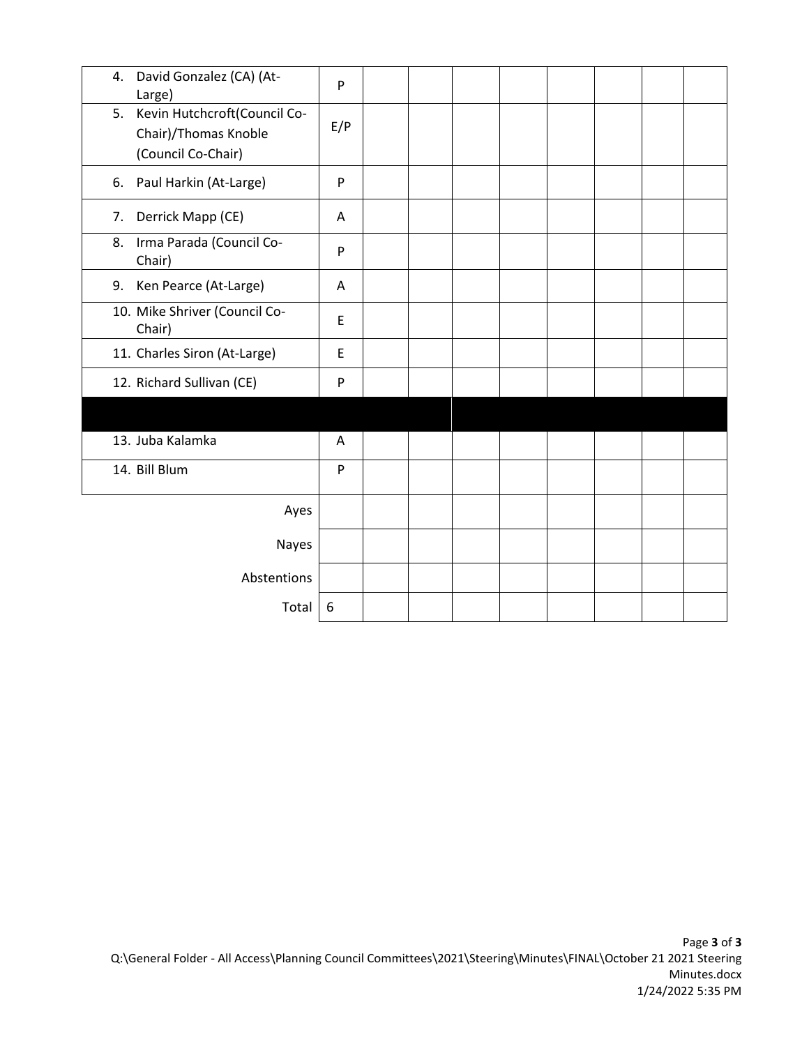| | | | | | | | | | |
|---|---|---|---|---|---|---|---|---|---|
| 4. David Gonzalez (CA) (At-Large) | P | | | | | | | | |
| 5. Kevin Hutchcroft(Council Co-Chair)/Thomas Knoble (Council Co-Chair) | E/P | | | | | | | | |
| 6. Paul Harkin (At-Large) | P | | | | | | | | |
| 7. Derrick Mapp (CE) | A | | | | | | | | |
| 8. Irma Parada (Council Co-Chair) | P | | | | | | | | |
| 9. Ken Pearce (At-Large) | A | | | | | | | | |
| 10. Mike Shriver (Council Co-Chair) | E | | | | | | | | |
| 11. Charles Siron (At-Large) | E | | | | | | | | |
| 12. Richard Sullivan (CE) | P | | | | | | | | |
| | | | | | | | | | |
| 13. Juba Kalamka | A | | | | | | | | |
| 14. Bill Blum | P | | | | | | | | |
| Ayes | | | | | | | | | |
| Nayes | | | | | | | | | |
| Abstentions | | | | | | | | | |
| Total | 6 | | | | | | | | |

Q:\General Folder - All Access\Planning Council Committees\2021\Steering\Minutes\FINAL\October 21 2021 Steering Minutes.docx
1/24/2022 5:35 PM